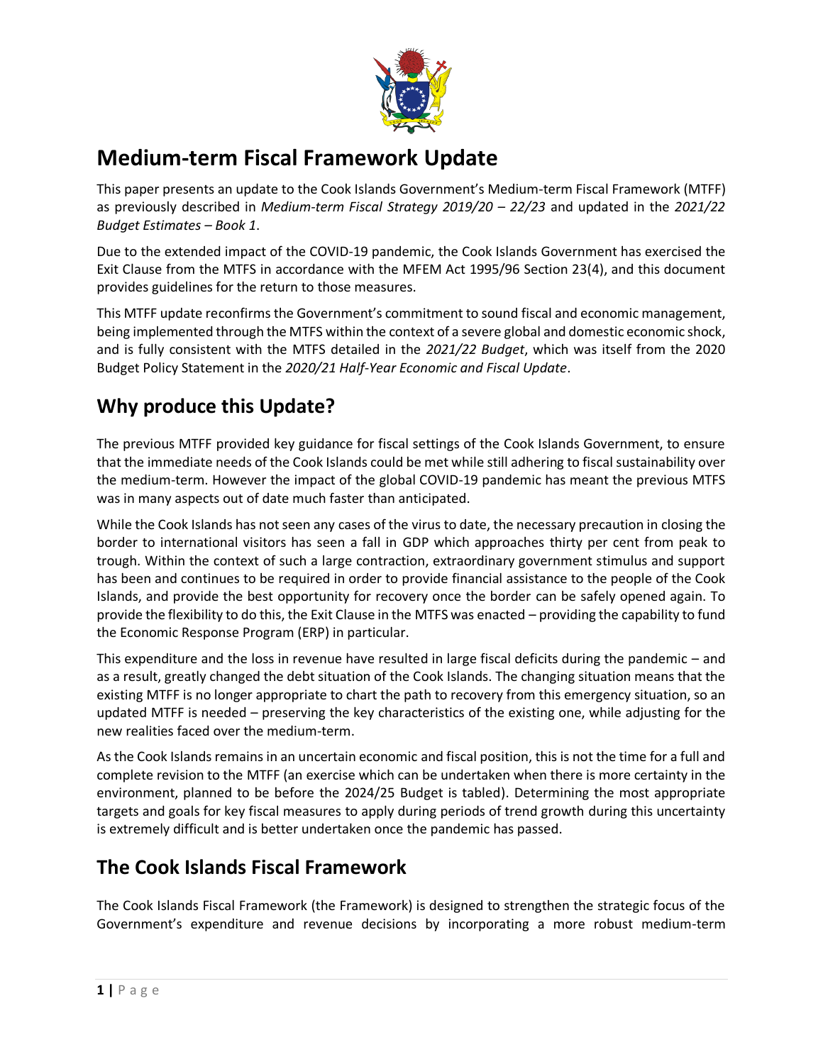# Medium-term Fiscal Framework Update

This paper presents an update to the Cook Islands Government's Medium-term Fiscal Framework (MTFF) as previously described in *Medium-term Fiscal Strategy 2019/20 – 22/23* and updated in the *2021/22 Budget Estimates – Book 1*.

Due to the extended impact of the COVID-19 pandemic, the Cook Islands Government has exercised the Exit Clause from the MTFS in accordance with the MFEM Act 1995/96 Section 23(4), and this document provides guidelines for the return to those measures.

This MTFF update reconfirms the Government's commitment to sound fiscal and economic management, being implemented through the MTFS within the context of a severe global and domestic economic shock, and is fully consistent with the MTFS detailed in the *2021/22 Budget*, which was itself from the 2020 Budget Policy Statement in the *2020/21 Half-Year Economic and Fiscal Update*.

## Why produce this Update?

The previous MTFF provided key guidance for fiscal settings of the Cook Islands Government, to ensure that the immediate needs of the Cook Islands could be met while still adhering to fiscal sustainability over the medium-term. However the impact of the global COVID-19 pandemic has meant the previous MTFS was in many aspects out of date much faster than anticipated.

While the Cook Islands has not seen any cases of the virus to date, the necessary precaution in closing the border to international visitors has seen a fall in GDP which approaches thirty per cent from peak to trough. Within the context of such a large contraction, extraordinary government stimulus and support has been and continues to be required in order to provide financial assistance to the people of the Cook Islands, and provide the best opportunity for recovery once the border can be safely opened again. To provide the flexibility to do this, the Exit Clause in the MTFS was enacted – providing the capability to fund the Economic Response Program (ERP) in particular.

This expenditure and the loss in revenue have resulted in large fiscal deficits during the pandemic – and as a result, greatly changed the debt situation of the Cook Islands. The changing situation means that the existing MTFF is no longer appropriate to chart the path to recovery from this emergency situation, so an updated MTFF is needed – preserving the key characteristics of the existing one, while adjusting for the new realities faced over the medium-term.

As the Cook Islands remains in an uncertain economic and fiscal position, this is not the time for a full and complete revision to the MTFF (an exercise which can be undertaken when there is more certainty in the environment, planned to be before the 2024/25 Budget is tabled). Determining the most appropriate targets and goals for key fiscal measures to apply during periods of trend growth during this uncertainty is extremely difficult and is better undertaken once the pandemic has passed.

## The Cook Islands Fiscal Framework

The Cook Islands Fiscal Framework (the Framework) is designed to strengthen the strategic focus of the Government's expenditure and revenue decisions by incorporating a more robust medium-term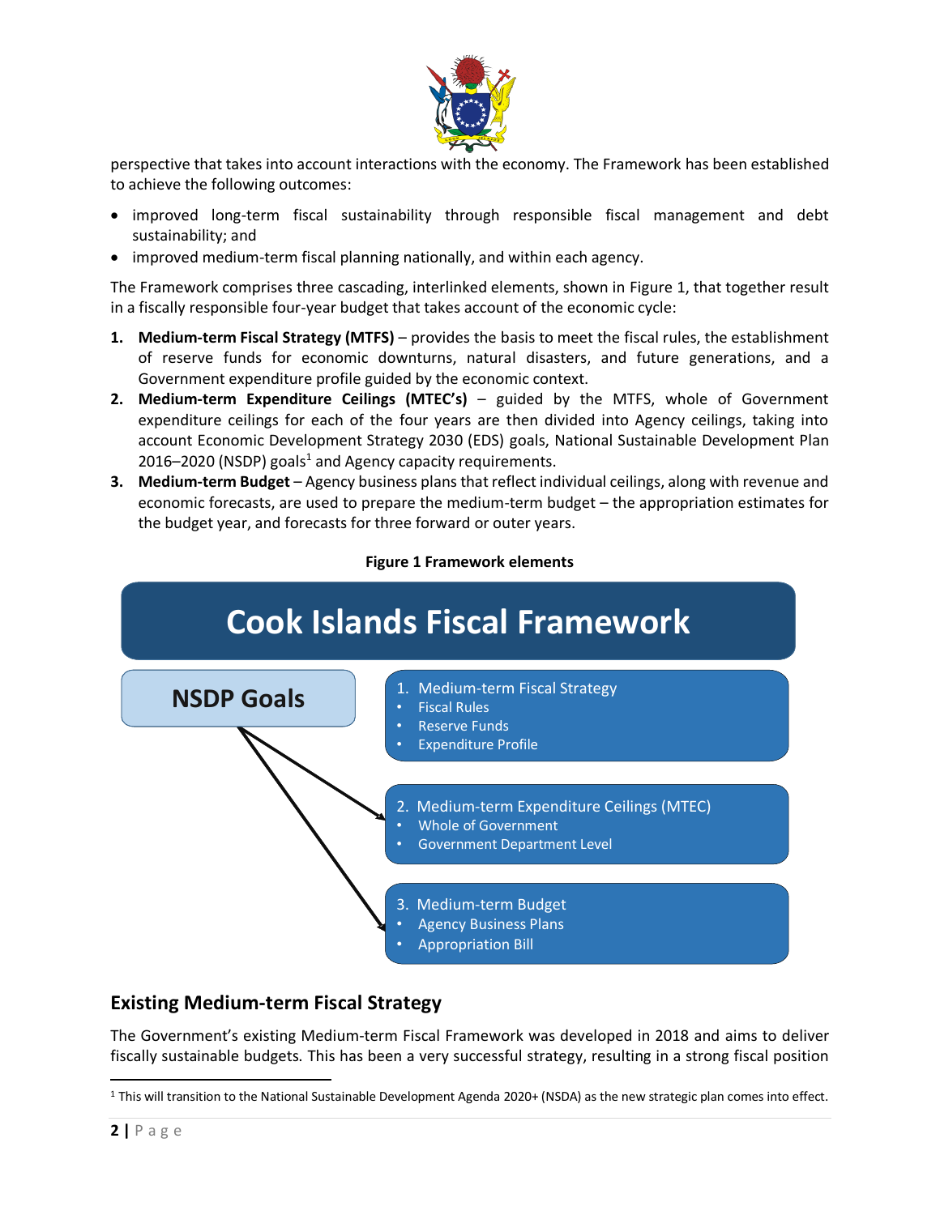perspective that takes into account interactions with the economy. The Framework has been established to achieve the following outcomes:

- improved long-term fiscal sustainability through responsible fiscal management and debt sustainability; and
- improved medium-term fiscal planning nationally, and within each agency.

The Framework comprises three cascading, interlinked elements, shown in Figure 1, that together result in a fiscally responsible four-year budget that takes account of the economic cycle:

1. **Medium-term Fiscal Strategy (MTFS)** – provides the basis to meet the fiscal rules, the establishment of reserve funds for economic downturns, natural disasters, and future generations, and a Government expenditure profile guided by the economic context.
2. **Medium-term Expenditure Ceilings (MTEC's)** – guided by the MTFS, whole of Government expenditure ceilings for each of the four years are then divided into Agency ceilings, taking into account Economic Development Strategy 2030 (EDS) goals, National Sustainable Development Plan 2016–2020 (NSDP) goals[1] and Agency capacity requirements.
3. **Medium-term Budget** – Agency business plans that reflect individual ceilings, along with revenue and economic forecasts, are used to prepare the medium-term budget – the appropriation estimates for the budget year, and forecasts for three forward or outer years.

**Figure 1 Framework elements**

**Cook Islands Fiscal Framework**

**NSDP Goals**

1. Medium-term Fiscal Strategy
   - Fiscal Rules
   - Reserve Funds
   - Expenditure Profile
2. Medium-term Expenditure Ceilings (MTEC)
   - Whole of Government
   - Government Department Level
3. Medium-term Budget
   - Agency Business Plans
   - Appropriation Bill

## Existing Medium-term Fiscal Strategy

The Government's existing Medium-term Fiscal Framework was developed in 2018 and aims to deliver fiscally sustainable budgets. This has been a very successful strategy, resulting in a strong fiscal position

[1] This will transition to the National Sustainable Development Agenda 2020+ (NSDA) as the new strategic plan comes into effect.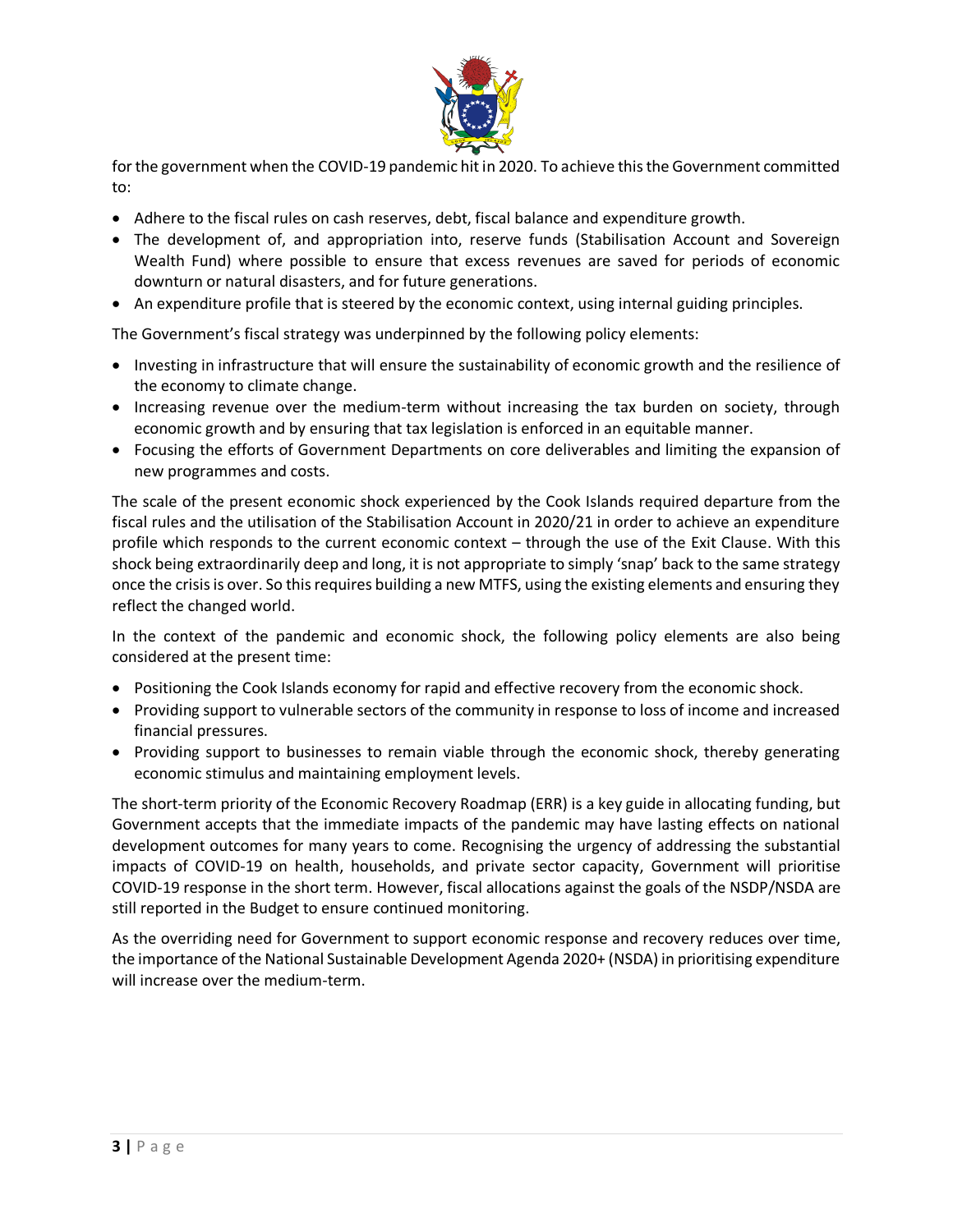for the government when the COVID-19 pandemic hit in 2020. To achieve this the Government committed to:

- Adhere to the fiscal rules on cash reserves, debt, fiscal balance and expenditure growth.
- The development of, and appropriation into, reserve funds (Stabilisation Account and Sovereign Wealth Fund) where possible to ensure that excess revenues are saved for periods of economic downturn or natural disasters, and for future generations.
- An expenditure profile that is steered by the economic context, using internal guiding principles.

The Government's fiscal strategy was underpinned by the following policy elements:

- Investing in infrastructure that will ensure the sustainability of economic growth and the resilience of the economy to climate change.
- Increasing revenue over the medium-term without increasing the tax burden on society, through economic growth and by ensuring that tax legislation is enforced in an equitable manner.
- Focusing the efforts of Government Departments on core deliverables and limiting the expansion of new programmes and costs.

The scale of the present economic shock experienced by the Cook Islands required departure from the fiscal rules and the utilisation of the Stabilisation Account in 2020/21 in order to achieve an expenditure profile which responds to the current economic context – through the use of the Exit Clause. With this shock being extraordinarily deep and long, it is not appropriate to simply 'snap' back to the same strategy once the crisis is over. So this requires building a new MTFS, using the existing elements and ensuring they reflect the changed world.

In the context of the pandemic and economic shock, the following policy elements are also being considered at the present time:

- Positioning the Cook Islands economy for rapid and effective recovery from the economic shock.
- Providing support to vulnerable sectors of the community in response to loss of income and increased financial pressures.
- Providing support to businesses to remain viable through the economic shock, thereby generating economic stimulus and maintaining employment levels.

The short-term priority of the Economic Recovery Roadmap (ERR) is a key guide in allocating funding, but Government accepts that the immediate impacts of the pandemic may have lasting effects on national development outcomes for many years to come. Recognising the urgency of addressing the substantial impacts of COVID-19 on health, households, and private sector capacity, Government will prioritise COVID-19 response in the short term. However, fiscal allocations against the goals of the NSDP/NSDA are still reported in the Budget to ensure continued monitoring.

As the overriding need for Government to support economic response and recovery reduces over time, the importance of the National Sustainable Development Agenda 2020+ (NSDA) in prioritising expenditure will increase over the medium-term.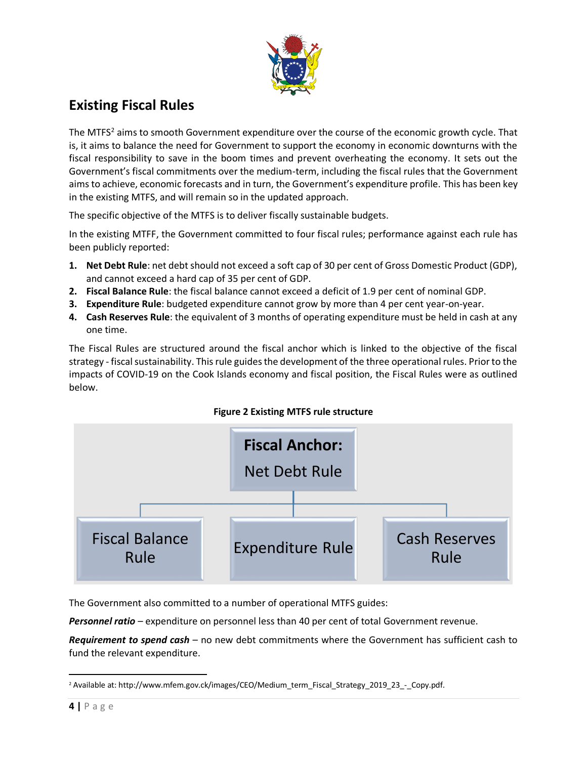## Existing Fiscal Rules

The MTFS[2] aims to smooth Government expenditure over the course of the economic growth cycle. That is, it aims to balance the need for Government to support the economy in economic downturns with the fiscal responsibility to save in the boom times and prevent overheating the economy. It sets out the Government's fiscal commitments over the medium-term, including the fiscal rules that the Government aims to achieve, economic forecasts and in turn, the Government's expenditure profile. This has been key in the existing MTFS, and will remain so in the updated approach.

The specific objective of the MTFS is to deliver fiscally sustainable budgets.

In the existing MTFF, the Government committed to four fiscal rules; performance against each rule has been publicly reported:

1. **Net Debt Rule**: net debt should not exceed a soft cap of 30 per cent of Gross Domestic Product (GDP), and cannot exceed a hard cap of 35 per cent of GDP.
2. **Fiscal Balance Rule**: the fiscal balance cannot exceed a deficit of 1.9 per cent of nominal GDP.
3. **Expenditure Rule**: budgeted expenditure cannot grow by more than 4 per cent year-on-year.
4. **Cash Reserves Rule**: the equivalent of 3 months of operating expenditure must be held in cash at any one time.

The Fiscal Rules are structured around the fiscal anchor which is linked to the objective of the fiscal strategy - fiscal sustainability. This rule guides the development of the three operational rules. Prior to the impacts of COVID-19 on the Cook Islands economy and fiscal position, the Fiscal Rules were as outlined below.

**Figure 2 Existing MTFS rule structure**

- **Fiscal Anchor:** Net Debt Rule
  - Fiscal Balance Rule
  - Expenditure Rule
  - Cash Reserves Rule

The Government also committed to a number of operational MTFS guides:

***Personnel ratio*** – expenditure on personnel less than 40 per cent of total Government revenue.

***Requirement to spend cash*** – no new debt commitments where the Government has sufficient cash to fund the relevant expenditure.

[2] Available at: http://www.mfem.gov.ck/images/CEO/Medium_term_Fiscal_Strategy_2019_23_-_Copy.pdf.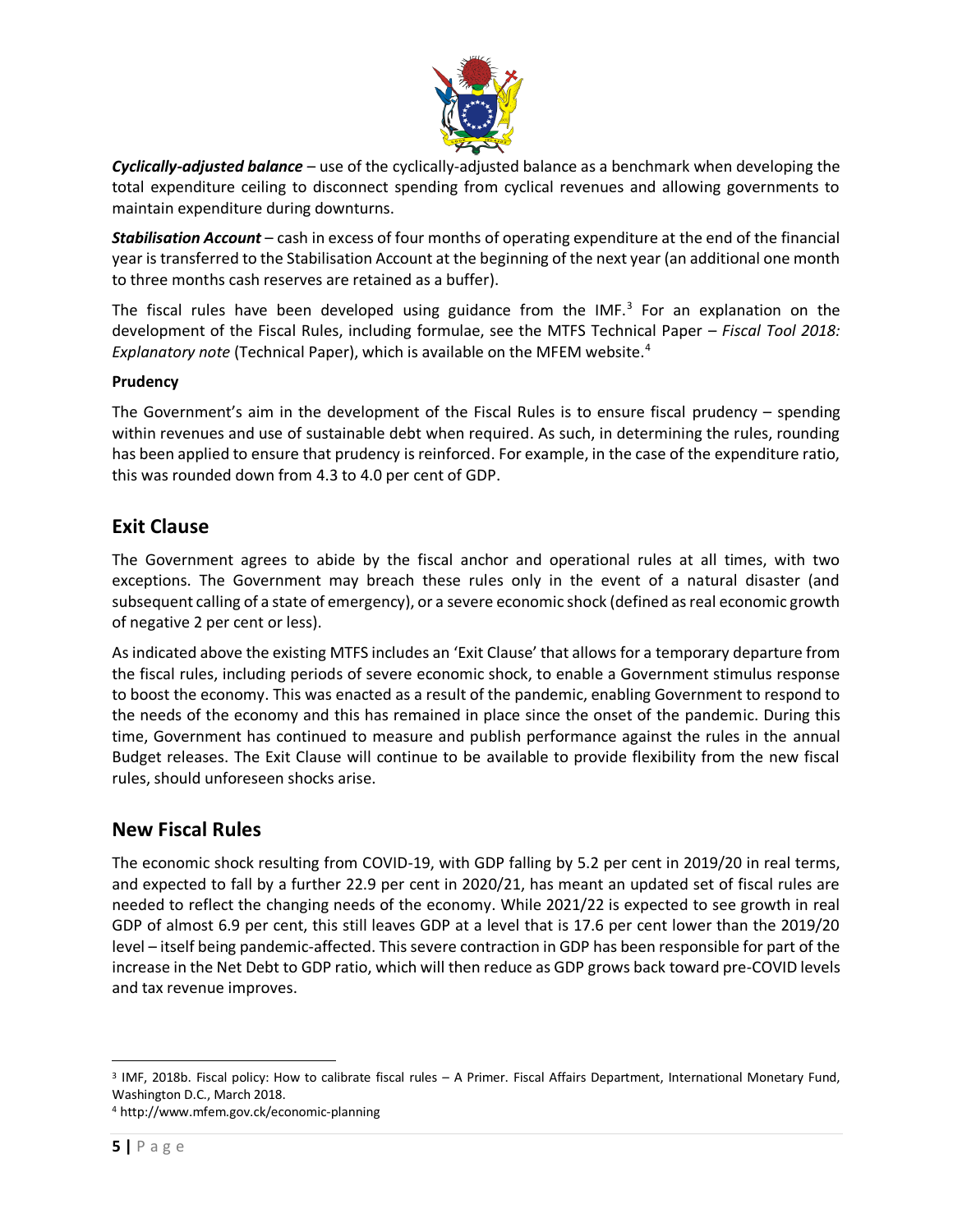*Cyclically-adjusted balance* – use of the cyclically-adjusted balance as a benchmark when developing the total expenditure ceiling to disconnect spending from cyclical revenues and allowing governments to maintain expenditure during downturns.

*Stabilisation Account* – cash in excess of four months of operating expenditure at the end of the financial year is transferred to the Stabilisation Account at the beginning of the next year (an additional one month to three months cash reserves are retained as a buffer).

The fiscal rules have been developed using guidance from the IMF.[3] For an explanation on the development of the Fiscal Rules, including formulae, see the MTFS Technical Paper – *Fiscal Tool 2018: Explanatory note* (Technical Paper), which is available on the MFEM website.[4]

**Prudency**

The Government's aim in the development of the Fiscal Rules is to ensure fiscal prudency – spending within revenues and use of sustainable debt when required. As such, in determining the rules, rounding has been applied to ensure that prudency is reinforced. For example, in the case of the expenditure ratio, this was rounded down from 4.3 to 4.0 per cent of GDP.

## Exit Clause

The Government agrees to abide by the fiscal anchor and operational rules at all times, with two exceptions. The Government may breach these rules only in the event of a natural disaster (and subsequent calling of a state of emergency), or a severe economic shock (defined as real economic growth of negative 2 per cent or less).

As indicated above the existing MTFS includes an 'Exit Clause' that allows for a temporary departure from the fiscal rules, including periods of severe economic shock, to enable a Government stimulus response to boost the economy. This was enacted as a result of the pandemic, enabling Government to respond to the needs of the economy and this has remained in place since the onset of the pandemic. During this time, Government has continued to measure and publish performance against the rules in the annual Budget releases. The Exit Clause will continue to be available to provide flexibility from the new fiscal rules, should unforeseen shocks arise.

## New Fiscal Rules

The economic shock resulting from COVID-19, with GDP falling by 5.2 per cent in 2019/20 in real terms, and expected to fall by a further 22.9 per cent in 2020/21, has meant an updated set of fiscal rules are needed to reflect the changing needs of the economy. While 2021/22 is expected to see growth in real GDP of almost 6.9 per cent, this still leaves GDP at a level that is 17.6 per cent lower than the 2019/20 level – itself being pandemic-affected. This severe contraction in GDP has been responsible for part of the increase in the Net Debt to GDP ratio, which will then reduce as GDP grows back toward pre-COVID levels and tax revenue improves.

---

[3] IMF, 2018b. Fiscal policy: How to calibrate fiscal rules – A Primer. Fiscal Affairs Department, International Monetary Fund, Washington D.C., March 2018.

[4] http://www.mfem.gov.ck/economic-planning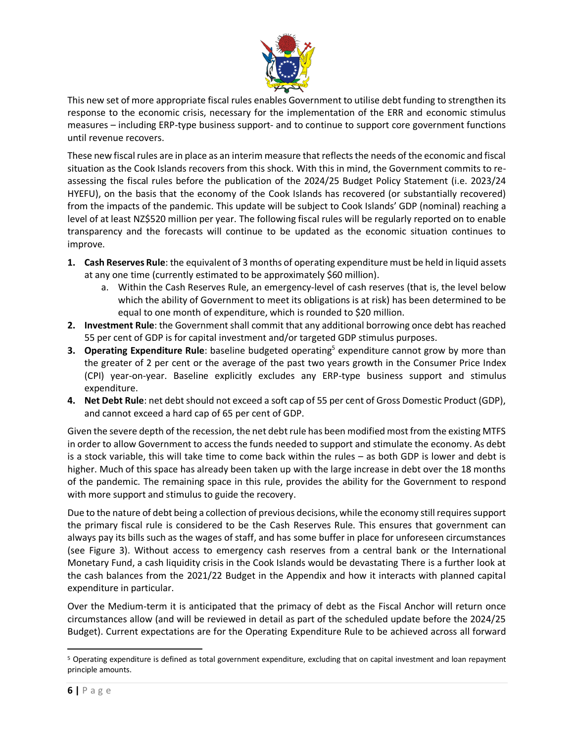This new set of more appropriate fiscal rules enables Government to utilise debt funding to strengthen its response to the economic crisis, necessary for the implementation of the ERR and economic stimulus measures – including ERP-type business support- and to continue to support core government functions until revenue recovers.

These new fiscal rules are in place as an interim measure that reflects the needs of the economic and fiscal situation as the Cook Islands recovers from this shock. With this in mind, the Government commits to re-assessing the fiscal rules before the publication of the 2024/25 Budget Policy Statement (i.e. 2023/24 HYEFU), on the basis that the economy of the Cook Islands has recovered (or substantially recovered) from the impacts of the pandemic. This update will be subject to Cook Islands' GDP (nominal) reaching a level of at least NZ$520 million per year. The following fiscal rules will be regularly reported on to enable transparency and the forecasts will continue to be updated as the economic situation continues to improve.

1. **Cash Reserves Rule**: the equivalent of 3 months of operating expenditure must be held in liquid assets at any one time (currently estimated to be approximately $60 million).
   a. Within the Cash Reserves Rule, an emergency-level of cash reserves (that is, the level below which the ability of Government to meet its obligations is at risk) has been determined to be equal to one month of expenditure, which is rounded to $20 million.
2. **Investment Rule**: the Government shall commit that any additional borrowing once debt has reached 55 per cent of GDP is for capital investment and/or targeted GDP stimulus purposes.
3. **Operating Expenditure Rule**: baseline budgeted operating[5] expenditure cannot grow by more than the greater of 2 per cent or the average of the past two years growth in the Consumer Price Index (CPI) year-on-year. Baseline explicitly excludes any ERP-type business support and stimulus expenditure.
4. **Net Debt Rule**: net debt should not exceed a soft cap of 55 per cent of Gross Domestic Product (GDP), and cannot exceed a hard cap of 65 per cent of GDP.

Given the severe depth of the recession, the net debt rule has been modified most from the existing MTFS in order to allow Government to access the funds needed to support and stimulate the economy. As debt is a stock variable, this will take time to come back within the rules – as both GDP is lower and debt is higher. Much of this space has already been taken up with the large increase in debt over the 18 months of the pandemic. The remaining space in this rule, provides the ability for the Government to respond with more support and stimulus to guide the recovery.

Due to the nature of debt being a collection of previous decisions, while the economy still requires support the primary fiscal rule is considered to be the Cash Reserves Rule. This ensures that government can always pay its bills such as the wages of staff, and has some buffer in place for unforeseen circumstances (see Figure 3). Without access to emergency cash reserves from a central bank or the International Monetary Fund, a cash liquidity crisis in the Cook Islands would be devastating There is a further look at the cash balances from the 2021/22 Budget in the Appendix and how it interacts with planned capital expenditure in particular.

Over the Medium-term it is anticipated that the primacy of debt as the Fiscal Anchor will return once circumstances allow (and will be reviewed in detail as part of the scheduled update before the 2024/25 Budget). Current expectations are for the Operating Expenditure Rule to be achieved across all forward

[5] Operating expenditure is defined as total government expenditure, excluding that on capital investment and loan repayment principle amounts.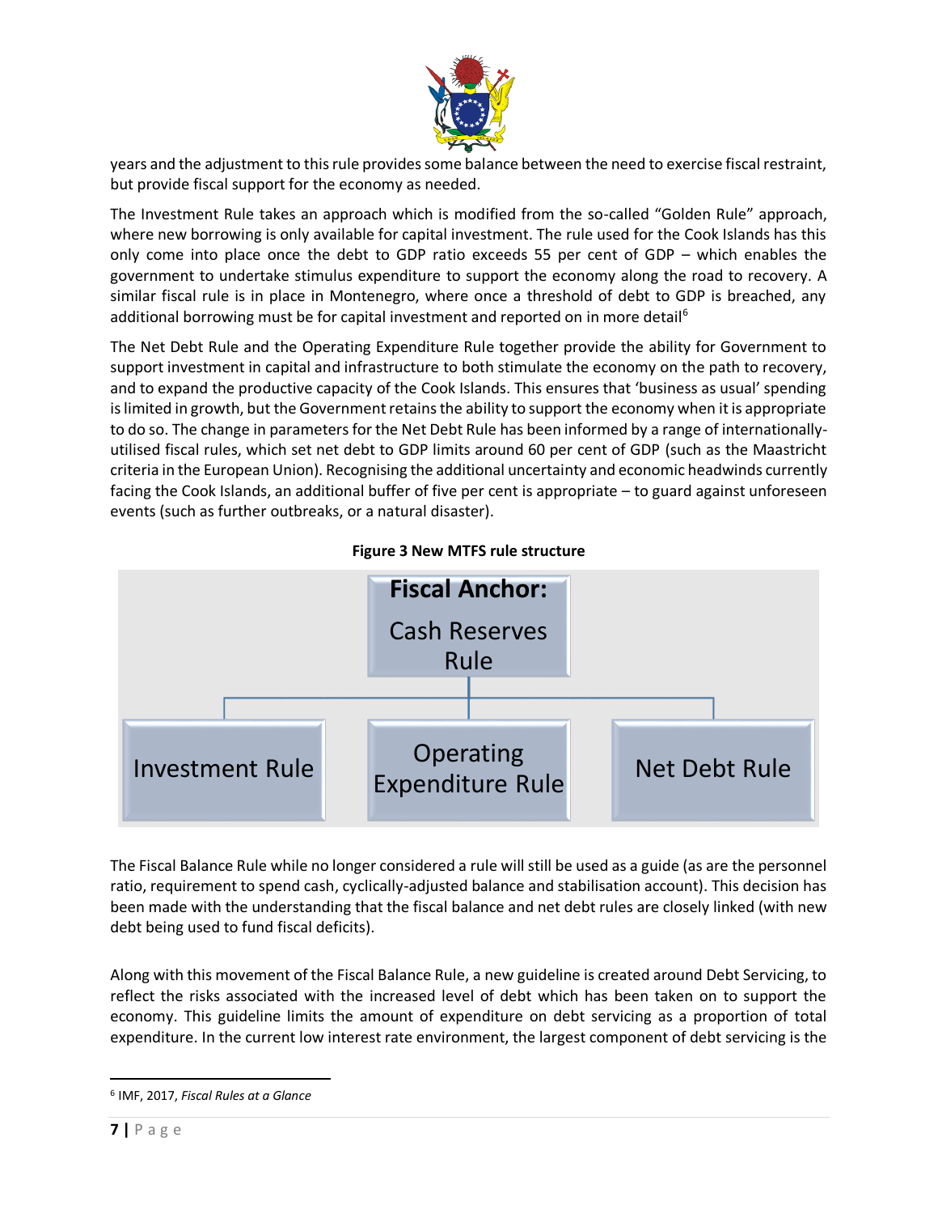years and the adjustment to this rule provides some balance between the need to exercise fiscal restraint, but provide fiscal support for the economy as needed.

The Investment Rule takes an approach which is modified from the so-called "Golden Rule" approach, where new borrowing is only available for capital investment. The rule used for the Cook Islands has this only come into place once the debt to GDP ratio exceeds 55 per cent of GDP – which enables the government to undertake stimulus expenditure to support the economy along the road to recovery. A similar fiscal rule is in place in Montenegro, where once a threshold of debt to GDP is breached, any additional borrowing must be for capital investment and reported on in more detail[6]

The Net Debt Rule and the Operating Expenditure Rule together provide the ability for Government to support investment in capital and infrastructure to both stimulate the economy on the path to recovery, and to expand the productive capacity of the Cook Islands. This ensures that 'business as usual' spending is limited in growth, but the Government retains the ability to support the economy when it is appropriate to do so. The change in parameters for the Net Debt Rule has been informed by a range of internationally-utilised fiscal rules, which set net debt to GDP limits around 60 per cent of GDP (such as the Maastricht criteria in the European Union). Recognising the additional uncertainty and economic headwinds currently facing the Cook Islands, an additional buffer of five per cent is appropriate – to guard against unforeseen events (such as further outbreaks, or a natural disaster).

**Figure 3 New MTFS rule structure**

**Fiscal Anchor:** Cash Reserves Rule

- Investment Rule
- Operating Expenditure Rule
- Net Debt Rule

The Fiscal Balance Rule while no longer considered a rule will still be used as a guide (as are the personnel ratio, requirement to spend cash, cyclically-adjusted balance and stabilisation account). This decision has been made with the understanding that the fiscal balance and net debt rules are closely linked (with new debt being used to fund fiscal deficits).

Along with this movement of the Fiscal Balance Rule, a new guideline is created around Debt Servicing, to reflect the risks associated with the increased level of debt which has been taken on to support the economy. This guideline limits the amount of expenditure on debt servicing as a proportion of total expenditure. In the current low interest rate environment, the largest component of debt servicing is the

---

[6] IMF, 2017, *Fiscal Rules at a Glance*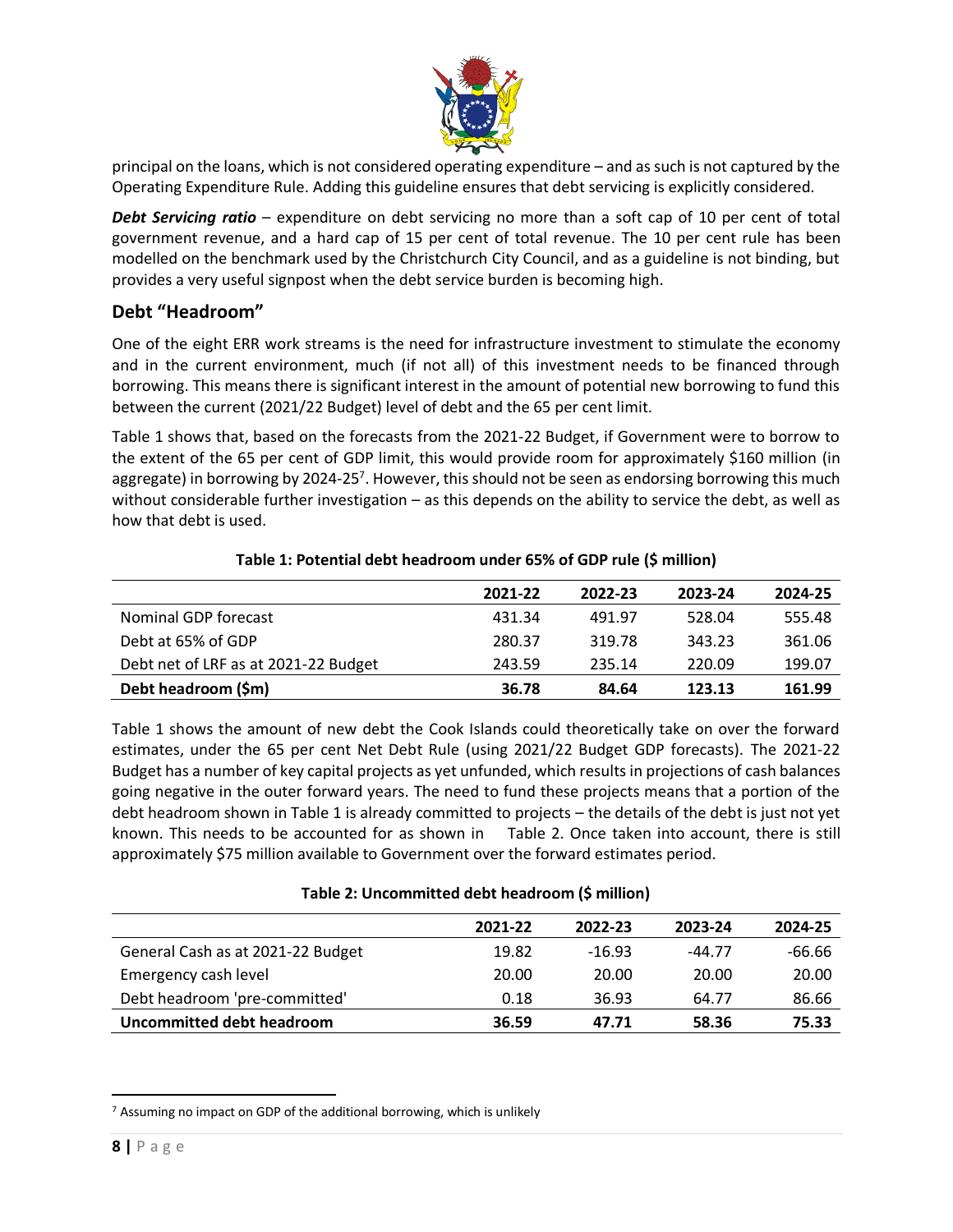principal on the loans, which is not considered operating expenditure – and as such is not captured by the Operating Expenditure Rule. Adding this guideline ensures that debt servicing is explicitly considered.

***Debt Servicing ratio*** – expenditure on debt servicing no more than a soft cap of 10 per cent of total government revenue, and a hard cap of 15 per cent of total revenue. The 10 per cent rule has been modelled on the benchmark used by the Christchurch City Council, and as a guideline is not binding, but provides a very useful signpost when the debt service burden is becoming high.

## Debt "Headroom"

One of the eight ERR work streams is the need for infrastructure investment to stimulate the economy and in the current environment, much (if not all) of this investment needs to be financed through borrowing. This means there is significant interest in the amount of potential new borrowing to fund this between the current (2021/22 Budget) level of debt and the 65 per cent limit.

Table 1 shows that, based on the forecasts from the 2021-22 Budget, if Government were to borrow to the extent of the 65 per cent of GDP limit, this would provide room for approximately $160 million (in aggregate) in borrowing by 2024-25[7]. However, this should not be seen as endorsing borrowing this much without considerable further investigation – as this depends on the ability to service the debt, as well as how that debt is used.

**Table 1: Potential debt headroom under 65% of GDP rule ($ million)**

| | 2021-22 | 2022-23 | 2023-24 | 2024-25 |
|---|---|---|---|---|
| Nominal GDP forecast | 431.34 | 491.97 | 528.04 | 555.48 |
| Debt at 65% of GDP | 280.37 | 319.78 | 343.23 | 361.06 |
| Debt net of LRF as at 2021-22 Budget | 243.59 | 235.14 | 220.09 | 199.07 |
| **Debt headroom ($m)** | **36.78** | **84.64** | **123.13** | **161.99** |

Table 1 shows the amount of new debt the Cook Islands could theoretically take on over the forward estimates, under the 65 per cent Net Debt Rule (using 2021/22 Budget GDP forecasts). The 2021-22 Budget has a number of key capital projects as yet unfunded, which results in projections of cash balances going negative in the outer forward years. The need to fund these projects means that a portion of the debt headroom shown in Table 1 is already committed to projects – the details of the debt is just not yet known. This needs to be accounted for as shown in Table 2. Once taken into account, there is still approximately $75 million available to Government over the forward estimates period.

**Table 2: Uncommitted debt headroom ($ million)**

| | 2021-22 | 2022-23 | 2023-24 | 2024-25 |
|---|---|---|---|---|
| General Cash as at 2021-22 Budget | 19.82 | -16.93 | -44.77 | -66.66 |
| Emergency cash level | 20.00 | 20.00 | 20.00 | 20.00 |
| Debt headroom 'pre-committed' | 0.18 | 36.93 | 64.77 | 86.66 |
| **Uncommitted debt headroom** | **36.59** | **47.71** | **58.36** | **75.33** |

[7] Assuming no impact on GDP of the additional borrowing, which is unlikely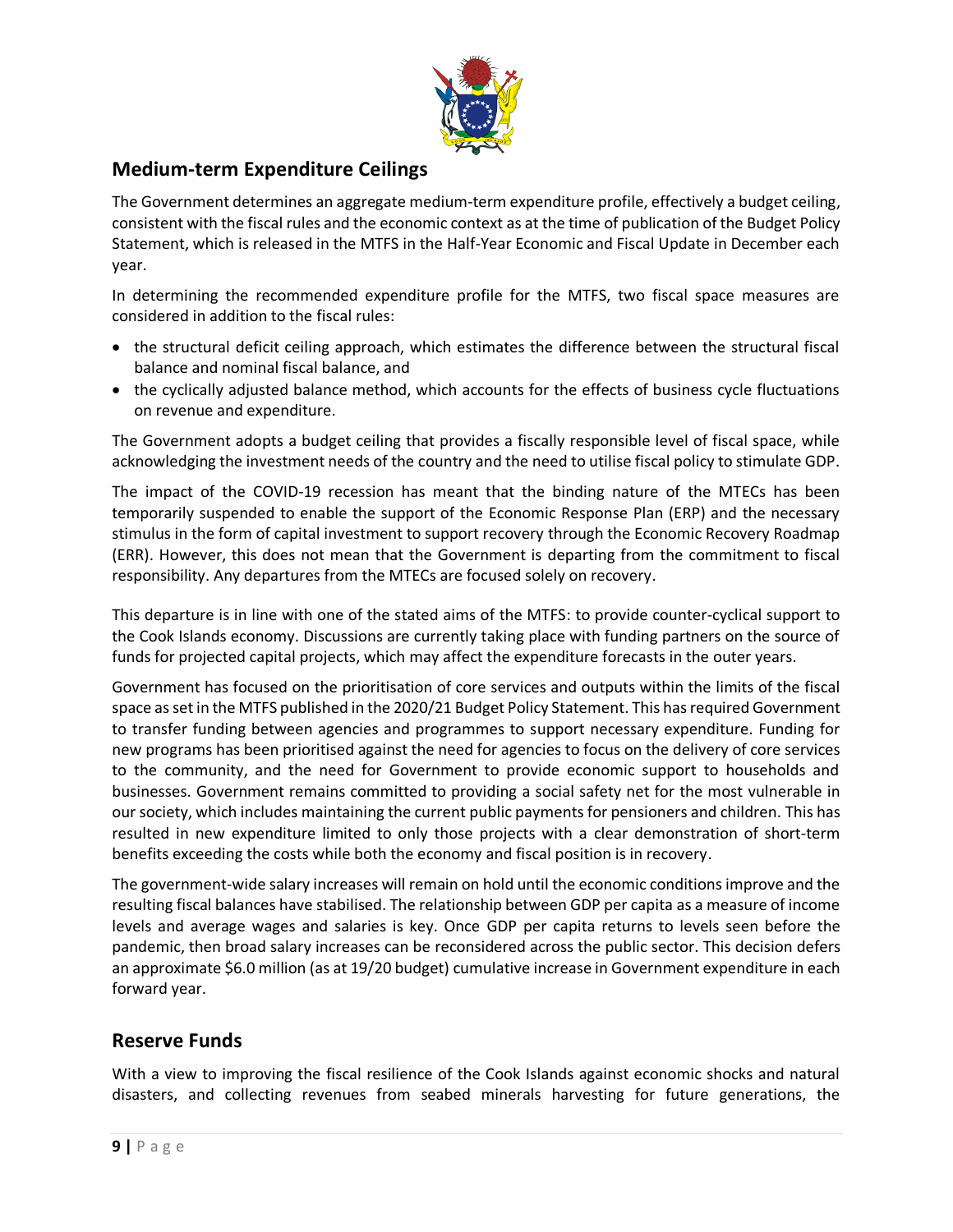## Medium-term Expenditure Ceilings

The Government determines an aggregate medium-term expenditure profile, effectively a budget ceiling, consistent with the fiscal rules and the economic context as at the time of publication of the Budget Policy Statement, which is released in the MTFS in the Half-Year Economic and Fiscal Update in December each year.

In determining the recommended expenditure profile for the MTFS, two fiscal space measures are considered in addition to the fiscal rules:

- the structural deficit ceiling approach, which estimates the difference between the structural fiscal balance and nominal fiscal balance, and
- the cyclically adjusted balance method, which accounts for the effects of business cycle fluctuations on revenue and expenditure.

The Government adopts a budget ceiling that provides a fiscally responsible level of fiscal space, while acknowledging the investment needs of the country and the need to utilise fiscal policy to stimulate GDP.

The impact of the COVID-19 recession has meant that the binding nature of the MTECs has been temporarily suspended to enable the support of the Economic Response Plan (ERP) and the necessary stimulus in the form of capital investment to support recovery through the Economic Recovery Roadmap (ERR). However, this does not mean that the Government is departing from the commitment to fiscal responsibility. Any departures from the MTECs are focused solely on recovery.

This departure is in line with one of the stated aims of the MTFS: to provide counter-cyclical support to the Cook Islands economy. Discussions are currently taking place with funding partners on the source of funds for projected capital projects, which may affect the expenditure forecasts in the outer years.

Government has focused on the prioritisation of core services and outputs within the limits of the fiscal space as set in the MTFS published in the 2020/21 Budget Policy Statement. This has required Government to transfer funding between agencies and programmes to support necessary expenditure. Funding for new programs has been prioritised against the need for agencies to focus on the delivery of core services to the community, and the need for Government to provide economic support to households and businesses. Government remains committed to providing a social safety net for the most vulnerable in our society, which includes maintaining the current public payments for pensioners and children. This has resulted in new expenditure limited to only those projects with a clear demonstration of short-term benefits exceeding the costs while both the economy and fiscal position is in recovery.

The government-wide salary increases will remain on hold until the economic conditions improve and the resulting fiscal balances have stabilised. The relationship between GDP per capita as a measure of income levels and average wages and salaries is key. Once GDP per capita returns to levels seen before the pandemic, then broad salary increases can be reconsidered across the public sector. This decision defers an approximate $6.0 million (as at 19/20 budget) cumulative increase in Government expenditure in each forward year.

## Reserve Funds

With a view to improving the fiscal resilience of the Cook Islands against economic shocks and natural disasters, and collecting revenues from seabed minerals harvesting for future generations, the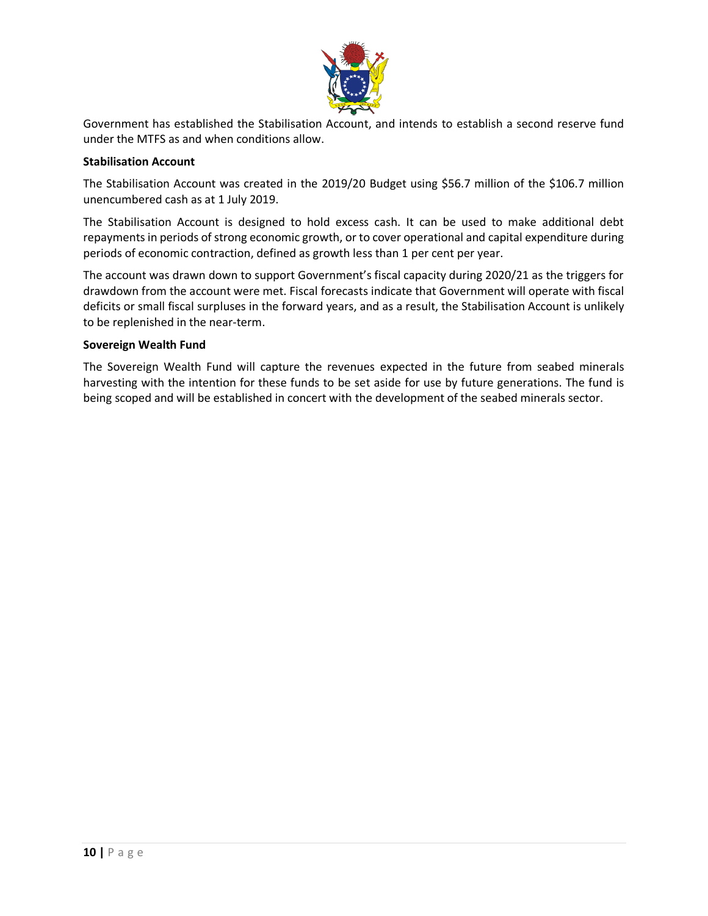Government has established the Stabilisation Account, and intends to establish a second reserve fund under the MTFS as and when conditions allow.

**Stabilisation Account**

The Stabilisation Account was created in the 2019/20 Budget using $56.7 million of the $106.7 million unencumbered cash as at 1 July 2019.

The Stabilisation Account is designed to hold excess cash. It can be used to make additional debt repayments in periods of strong economic growth, or to cover operational and capital expenditure during periods of economic contraction, defined as growth less than 1 per cent per year.

The account was drawn down to support Government's fiscal capacity during 2020/21 as the triggers for drawdown from the account were met. Fiscal forecasts indicate that Government will operate with fiscal deficits or small fiscal surpluses in the forward years, and as a result, the Stabilisation Account is unlikely to be replenished in the near-term.

**Sovereign Wealth Fund**

The Sovereign Wealth Fund will capture the revenues expected in the future from seabed minerals harvesting with the intention for these funds to be set aside for use by future generations. The fund is being scoped and will be established in concert with the development of the seabed minerals sector.